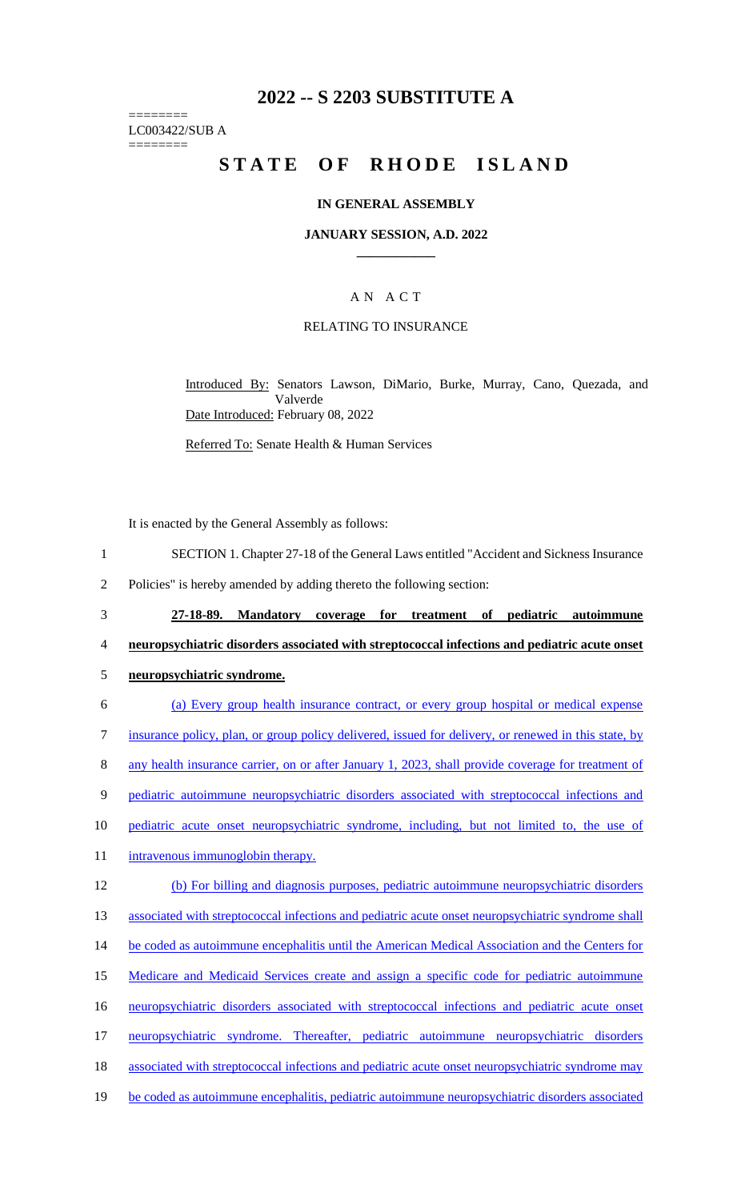# 2022 -- S 2203 SUBSTITUTE A

========
LC003422/SUB A
========

# STATE OF RHODE ISLAND

## IN GENERAL ASSEMBLY

### JANUARY SESSION, A.D. 2022

## A N A C T

### RELATING TO INSURANCE

Introduced By: Senators Lawson, DiMario, Burke, Murray, Cano, Quezada, and Valverde

Date Introduced: February 08, 2022

Referred To: Senate Health & Human Services

It is enacted by the General Assembly as follows:

1 SECTION 1. Chapter 27-18 of the General Laws entitled "Accident and Sickness Insurance
2 Policies" is hereby amended by adding thereto the following section:

3 **27-18-89. Mandatory coverage for treatment of pediatric autoimmune**
4 **neuropsychiatric disorders associated with streptococcal infections and pediatric acute onset**
5 **neuropsychiatric syndrome.**

6 (a) Every group health insurance contract, or every group hospital or medical expense
7 insurance policy, plan, or group policy delivered, issued for delivery, or renewed in this state, by
8 any health insurance carrier, on or after January 1, 2023, shall provide coverage for treatment of
9 pediatric autoimmune neuropsychiatric disorders associated with streptococcal infections and
10 pediatric acute onset neuropsychiatric syndrome, including, but not limited to, the use of
11 intravenous immunoglobin therapy.

12 (b) For billing and diagnosis purposes, pediatric autoimmune neuropsychiatric disorders
13 associated with streptococcal infections and pediatric acute onset neuropsychiatric syndrome shall
14 be coded as autoimmune encephalitis until the American Medical Association and the Centers for
15 Medicare and Medicaid Services create and assign a specific code for pediatric autoimmune
16 neuropsychiatric disorders associated with streptococcal infections and pediatric acute onset
17 neuropsychiatric syndrome. Thereafter, pediatric autoimmune neuropsychiatric disorders
18 associated with streptococcal infections and pediatric acute onset neuropsychiatric syndrome may
19 be coded as autoimmune encephalitis, pediatric autoimmune neuropsychiatric disorders associated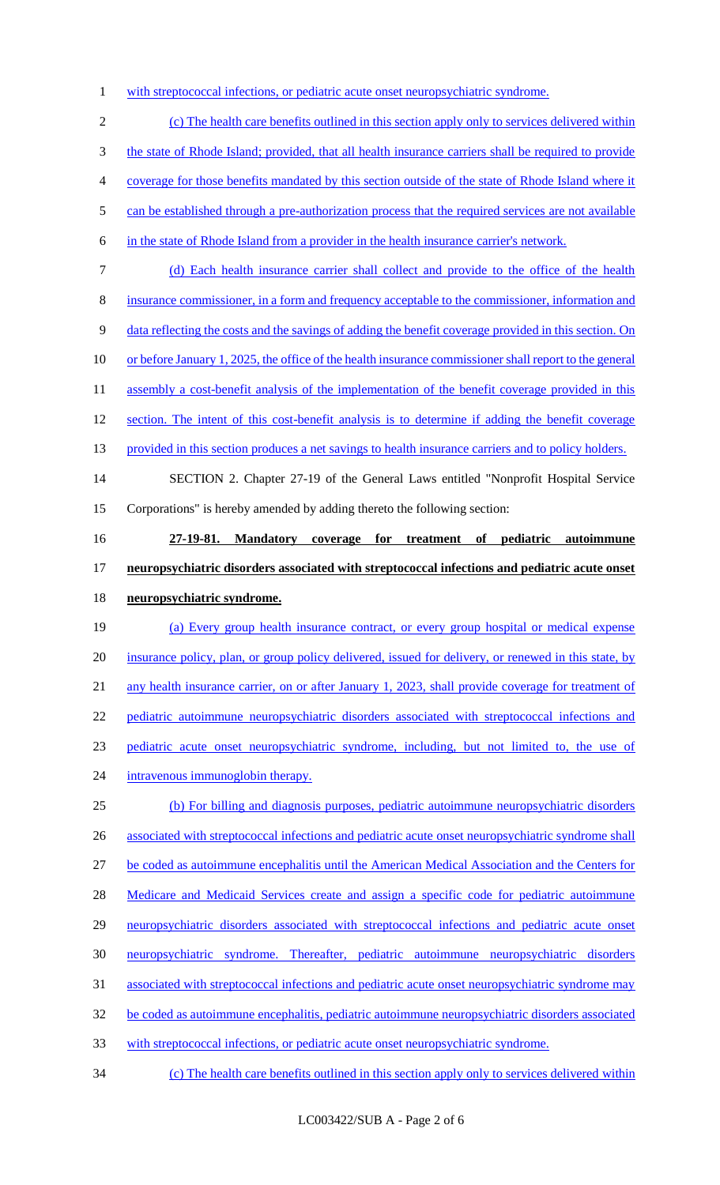with streptococcal infections, or pediatric acute onset neuropsychiatric syndrome.

(c) The health care benefits outlined in this section apply only to services delivered within the state of Rhode Island; provided, that all health insurance carriers shall be required to provide coverage for those benefits mandated by this section outside of the state of Rhode Island where it can be established through a pre-authorization process that the required services are not available in the state of Rhode Island from a provider in the health insurance carrier's network.

(d) Each health insurance carrier shall collect and provide to the office of the health insurance commissioner, in a form and frequency acceptable to the commissioner, information and data reflecting the costs and the savings of adding the benefit coverage provided in this section. On or before January 1, 2025, the office of the health insurance commissioner shall report to the general assembly a cost-benefit analysis of the implementation of the benefit coverage provided in this section. The intent of this cost-benefit analysis is to determine if adding the benefit coverage provided in this section produces a net savings to health insurance carriers and to policy holders.

SECTION 2. Chapter 27-19 of the General Laws entitled "Nonprofit Hospital Service Corporations" is hereby amended by adding thereto the following section:

**27-19-81. Mandatory coverage for treatment of pediatric autoimmune neuropsychiatric disorders associated with streptococcal infections and pediatric acute onset neuropsychiatric syndrome.**

(a) Every group health insurance contract, or every group hospital or medical expense insurance policy, plan, or group policy delivered, issued for delivery, or renewed in this state, by any health insurance carrier, on or after January 1, 2023, shall provide coverage for treatment of pediatric autoimmune neuropsychiatric disorders associated with streptococcal infections and pediatric acute onset neuropsychiatric syndrome, including, but not limited to, the use of intravenous immunoglobin therapy.

(b) For billing and diagnosis purposes, pediatric autoimmune neuropsychiatric disorders associated with streptococcal infections and pediatric acute onset neuropsychiatric syndrome shall be coded as autoimmune encephalitis until the American Medical Association and the Centers for Medicare and Medicaid Services create and assign a specific code for pediatric autoimmune neuropsychiatric disorders associated with streptococcal infections and pediatric acute onset neuropsychiatric syndrome. Thereafter, pediatric autoimmune neuropsychiatric disorders associated with streptococcal infections and pediatric acute onset neuropsychiatric syndrome may be coded as autoimmune encephalitis, pediatric autoimmune neuropsychiatric disorders associated with streptococcal infections, or pediatric acute onset neuropsychiatric syndrome.

(c) The health care benefits outlined in this section apply only to services delivered within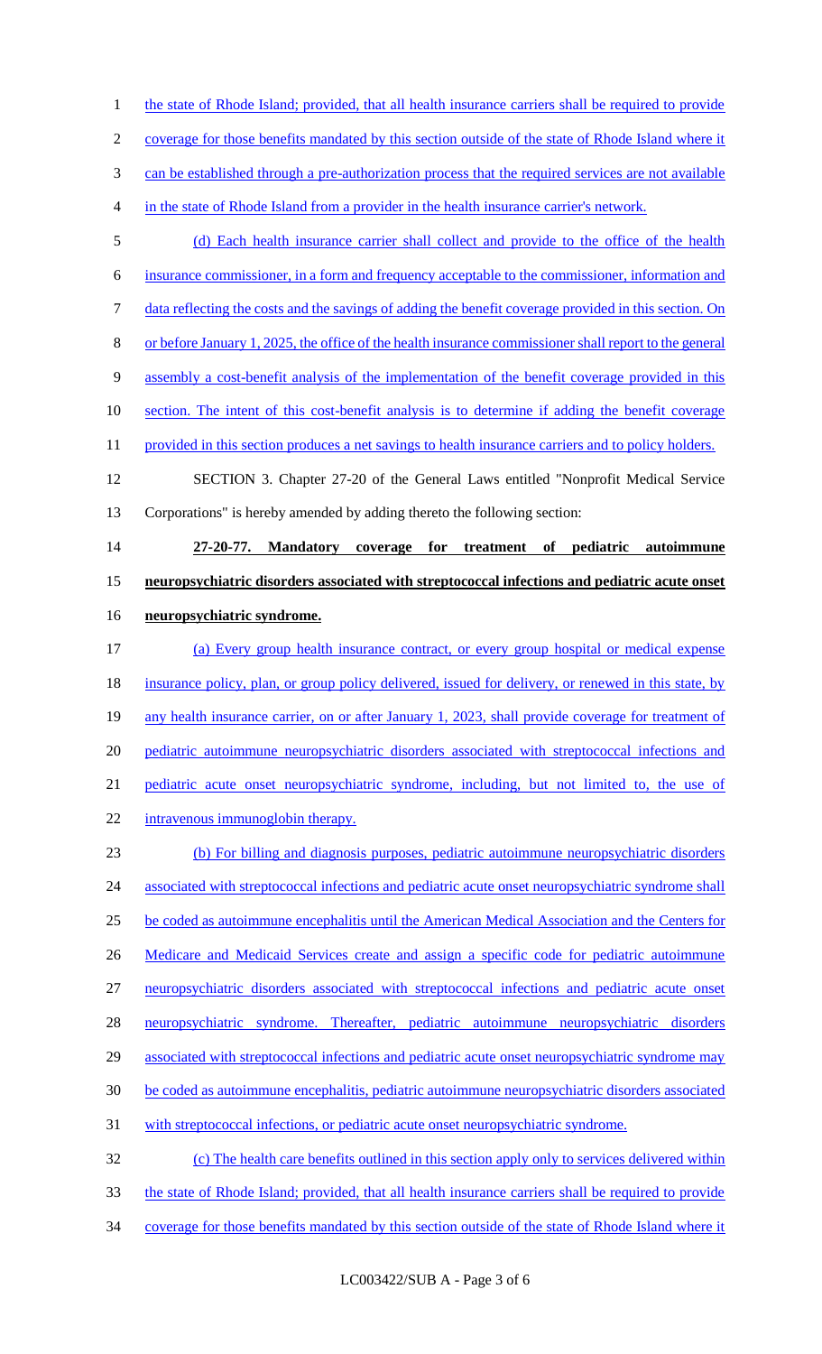the state of Rhode Island; provided, that all health insurance carriers shall be required to provide coverage for those benefits mandated by this section outside of the state of Rhode Island where it can be established through a pre-authorization process that the required services are not available in the state of Rhode Island from a provider in the health insurance carrier's network.

(d) Each health insurance carrier shall collect and provide to the office of the health insurance commissioner, in a form and frequency acceptable to the commissioner, information and data reflecting the costs and the savings of adding the benefit coverage provided in this section. On or before January 1, 2025, the office of the health insurance commissioner shall report to the general assembly a cost-benefit analysis of the implementation of the benefit coverage provided in this section. The intent of this cost-benefit analysis is to determine if adding the benefit coverage provided in this section produces a net savings to health insurance carriers and to policy holders.

SECTION 3. Chapter 27-20 of the General Laws entitled "Nonprofit Medical Service Corporations" is hereby amended by adding thereto the following section:

**27-20-77. Mandatory coverage for treatment of pediatric autoimmune neuropsychiatric disorders associated with streptococcal infections and pediatric acute onset neuropsychiatric syndrome.**

(a) Every group health insurance contract, or every group hospital or medical expense insurance policy, plan, or group policy delivered, issued for delivery, or renewed in this state, by any health insurance carrier, on or after January 1, 2023, shall provide coverage for treatment of pediatric autoimmune neuropsychiatric disorders associated with streptococcal infections and pediatric acute onset neuropsychiatric syndrome, including, but not limited to, the use of intravenous immunoglobin therapy.

(b) For billing and diagnosis purposes, pediatric autoimmune neuropsychiatric disorders associated with streptococcal infections and pediatric acute onset neuropsychiatric syndrome shall be coded as autoimmune encephalitis until the American Medical Association and the Centers for Medicare and Medicaid Services create and assign a specific code for pediatric autoimmune neuropsychiatric disorders associated with streptococcal infections and pediatric acute onset neuropsychiatric syndrome. Thereafter, pediatric autoimmune neuropsychiatric disorders associated with streptococcal infections and pediatric acute onset neuropsychiatric syndrome may be coded as autoimmune encephalitis, pediatric autoimmune neuropsychiatric disorders associated with streptococcal infections, or pediatric acute onset neuropsychiatric syndrome.

(c) The health care benefits outlined in this section apply only to services delivered within the state of Rhode Island; provided, that all health insurance carriers shall be required to provide coverage for those benefits mandated by this section outside of the state of Rhode Island where it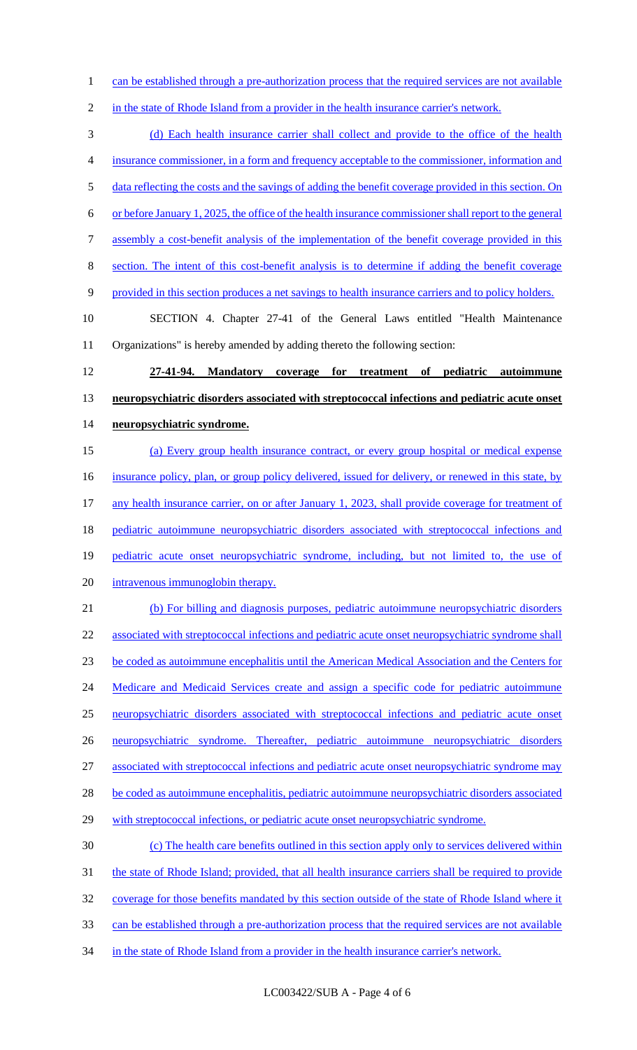can be established through a pre-authorization process that the required services are not available in the state of Rhode Island from a provider in the health insurance carrier's network.

(d) Each health insurance carrier shall collect and provide to the office of the health insurance commissioner, in a form and frequency acceptable to the commissioner, information and data reflecting the costs and the savings of adding the benefit coverage provided in this section. On or before January 1, 2025, the office of the health insurance commissioner shall report to the general assembly a cost-benefit analysis of the implementation of the benefit coverage provided in this section. The intent of this cost-benefit analysis is to determine if adding the benefit coverage provided in this section produces a net savings to health insurance carriers and to policy holders.

SECTION 4. Chapter 27-41 of the General Laws entitled "Health Maintenance Organizations" is hereby amended by adding thereto the following section:

**27-41-94. Mandatory coverage for treatment of pediatric autoimmune neuropsychiatric disorders associated with streptococcal infections and pediatric acute onset neuropsychiatric syndrome.**

(a) Every group health insurance contract, or every group hospital or medical expense insurance policy, plan, or group policy delivered, issued for delivery, or renewed in this state, by any health insurance carrier, on or after January 1, 2023, shall provide coverage for treatment of pediatric autoimmune neuropsychiatric disorders associated with streptococcal infections and pediatric acute onset neuropsychiatric syndrome, including, but not limited to, the use of intravenous immunoglobin therapy.

(b) For billing and diagnosis purposes, pediatric autoimmune neuropsychiatric disorders associated with streptococcal infections and pediatric acute onset neuropsychiatric syndrome shall be coded as autoimmune encephalitis until the American Medical Association and the Centers for Medicare and Medicaid Services create and assign a specific code for pediatric autoimmune neuropsychiatric disorders associated with streptococcal infections and pediatric acute onset neuropsychiatric syndrome. Thereafter, pediatric autoimmune neuropsychiatric disorders associated with streptococcal infections and pediatric acute onset neuropsychiatric syndrome may be coded as autoimmune encephalitis, pediatric autoimmune neuropsychiatric disorders associated with streptococcal infections, or pediatric acute onset neuropsychiatric syndrome.

(c) The health care benefits outlined in this section apply only to services delivered within the state of Rhode Island; provided, that all health insurance carriers shall be required to provide coverage for those benefits mandated by this section outside of the state of Rhode Island where it can be established through a pre-authorization process that the required services are not available in the state of Rhode Island from a provider in the health insurance carrier's network.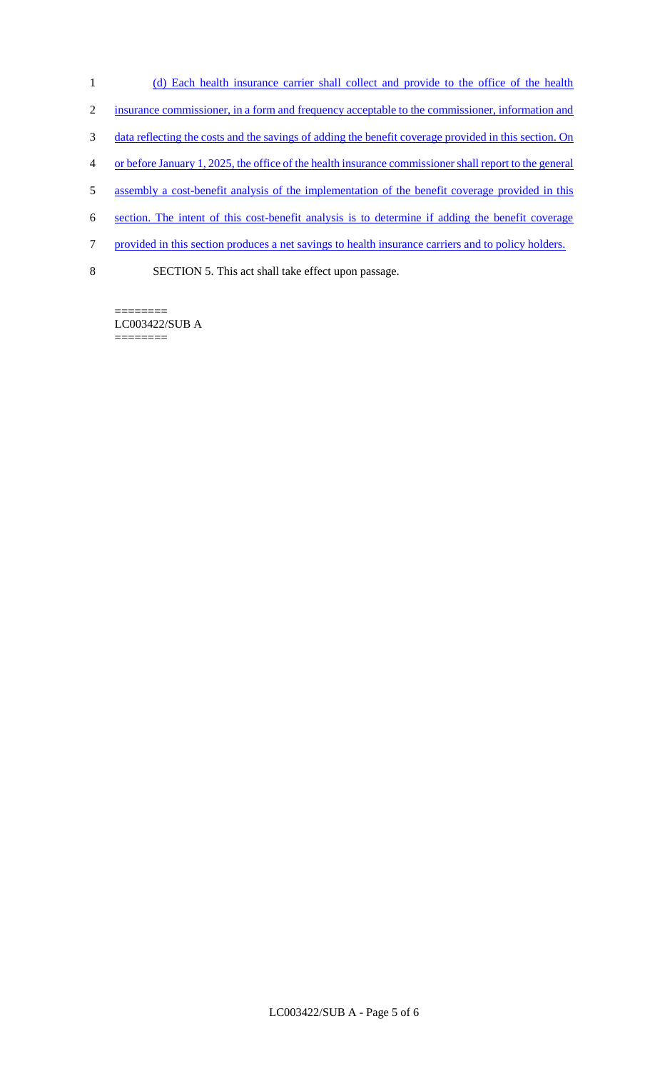(d) Each health insurance carrier shall collect and provide to the office of the health insurance commissioner, in a form and frequency acceptable to the commissioner, information and data reflecting the costs and the savings of adding the benefit coverage provided in this section. On or before January 1, 2025, the office of the health insurance commissioner shall report to the general assembly a cost-benefit analysis of the implementation of the benefit coverage provided in this section. The intent of this cost-benefit analysis is to determine if adding the benefit coverage provided in this section produces a net savings to health insurance carriers and to policy holders.

SECTION 5. This act shall take effect upon passage.

========
LC003422/SUB A
========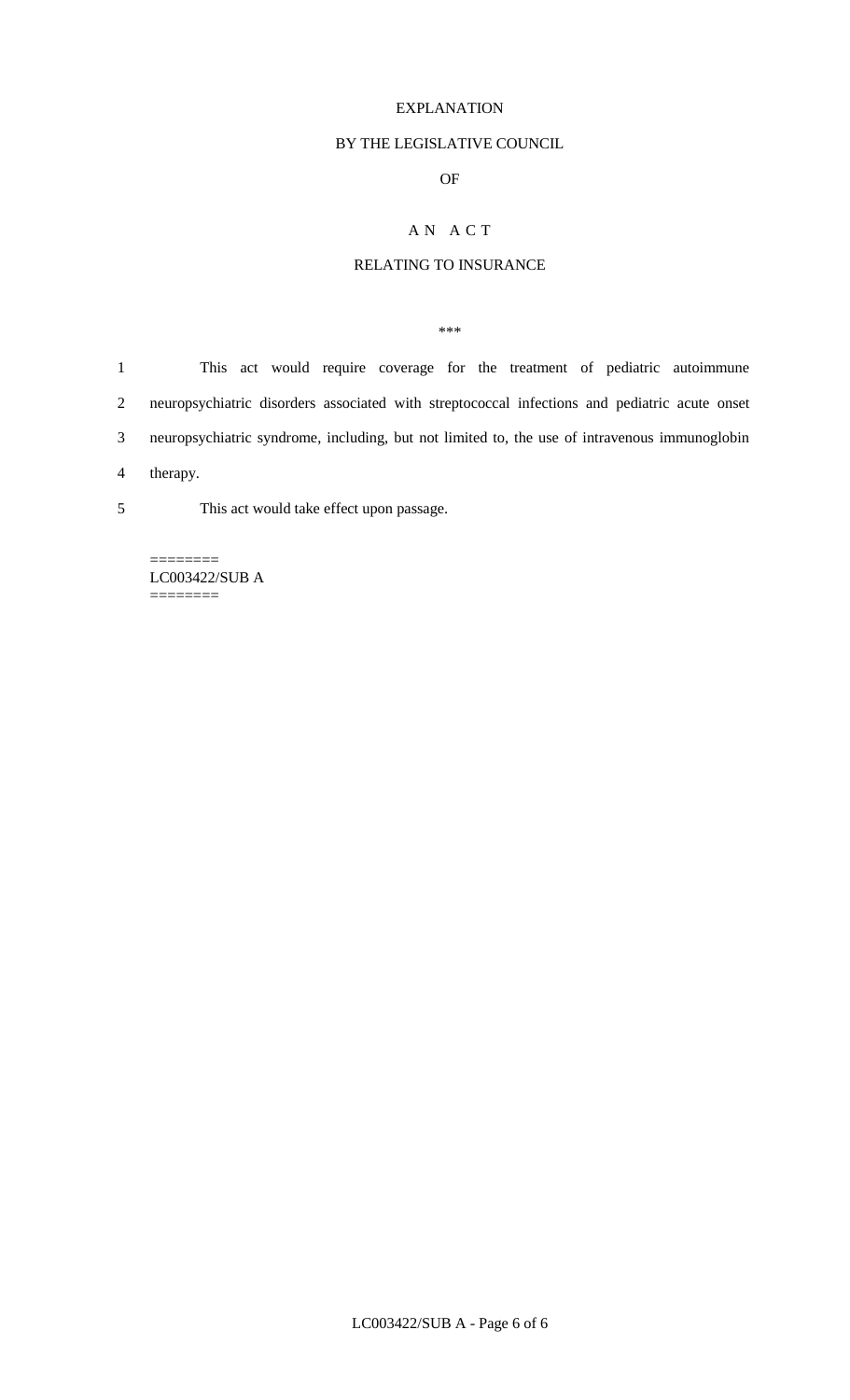EXPLANATION

BY THE LEGISLATIVE COUNCIL

OF

A N A C T

RELATING TO INSURANCE

\*\*\*

1 This act would require coverage for the treatment of pediatric autoimmune
2 neuropsychiatric disorders associated with streptococcal infections and pediatric acute onset
3 neuropsychiatric syndrome, including, but not limited to, the use of intravenous immunoglobin
4 therapy.

5 This act would take effect upon passage.

========
LC003422/SUB A
========